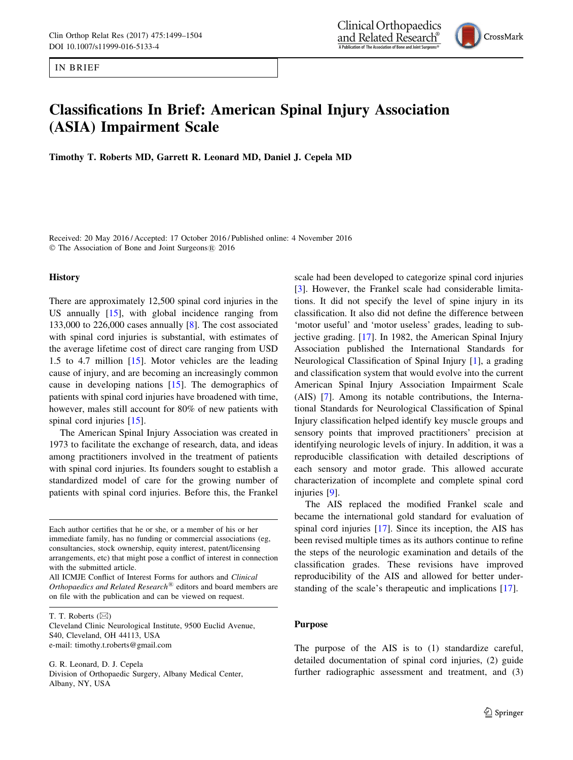IN BRIEF

# Classifications In Brief: American Spinal Injury Association (ASIA) Impairment Scale

**Timothy T. Roberts MD, Garrett R. Leonard MD, Daniel J. Cepela MD**

Received: 20 May 2016 / Accepted: 17 October 2016 / Published online: 4 November 2016
© The Association of Bone and Joint Surgeons® 2016

## History

There are approximately 12,500 spinal cord injuries in the US annually [15], with global incidence ranging from 133,000 to 226,000 cases annually [8]. The cost associated with spinal cord injuries is substantial, with estimates of the average lifetime cost of direct care ranging from USD 1.5 to 4.7 million [15]. Motor vehicles are the leading cause of injury, and are becoming an increasingly common cause in developing nations [15]. The demographics of patients with spinal cord injuries have broadened with time, however, males still account for 80% of new patients with spinal cord injuries [15].

The American Spinal Injury Association was created in 1973 to facilitate the exchange of research, data, and ideas among practitioners involved in the treatment of patients with spinal cord injuries. Its founders sought to establish a standardized model of care for the growing number of patients with spinal cord injuries. Before this, the Frankel scale had been developed to categorize spinal cord injuries [3]. However, the Frankel scale had considerable limitations. It did not specify the level of spine injury in its classification. It also did not define the difference between 'motor useful' and 'motor useless' grades, leading to subjective grading. [17]. In 1982, the American Spinal Injury Association published the International Standards for Neurological Classification of Spinal Injury [1], a grading and classification system that would evolve into the current American Spinal Injury Association Impairment Scale (AIS) [7]. Among its notable contributions, the International Standards for Neurological Classification of Spinal Injury classification helped identify key muscle groups and sensory points that improved practitioners' precision at identifying neurologic levels of injury. In addition, it was a reproducible classification system with detailed descriptions of each sensory and motor grade. This allowed accurate characterization of incomplete and complete spinal cord injuries [9].

The AIS replaced the modified Frankel scale and became the international gold standard for evaluation of spinal cord injuries [17]. Since its inception, the AIS has been revised multiple times as its authors continue to refine the steps of the neurologic examination and details of the classification grades. These revisions have improved reproducibility of the AIS and allowed for better understanding of the scale's therapeutic and implications [17].

## Purpose

The purpose of the AIS is to (1) standardize careful, detailed documentation of spinal cord injuries, (2) guide further radiographic assessment and treatment, and (3)

---

Each author certifies that he or she, or a member of his or her immediate family, has no funding or commercial associations (eg, consultancies, stock ownership, equity interest, patent/licensing arrangements, etc) that might pose a conflict of interest in connection with the submitted article.

All ICMJE Conflict of Interest Forms for authors and *Clinical Orthopaedics and Related Research*® editors and board members are on file with the publication and can be viewed on request.

T. T. Roberts (✉)
Cleveland Clinic Neurological Institute, 9500 Euclid Avenue, S40, Cleveland, OH 44113, USA
e-mail: timothy.t.roberts@gmail.com

G. R. Leonard, D. J. Cepela
Division of Orthopaedic Surgery, Albany Medical Center, Albany, NY, USA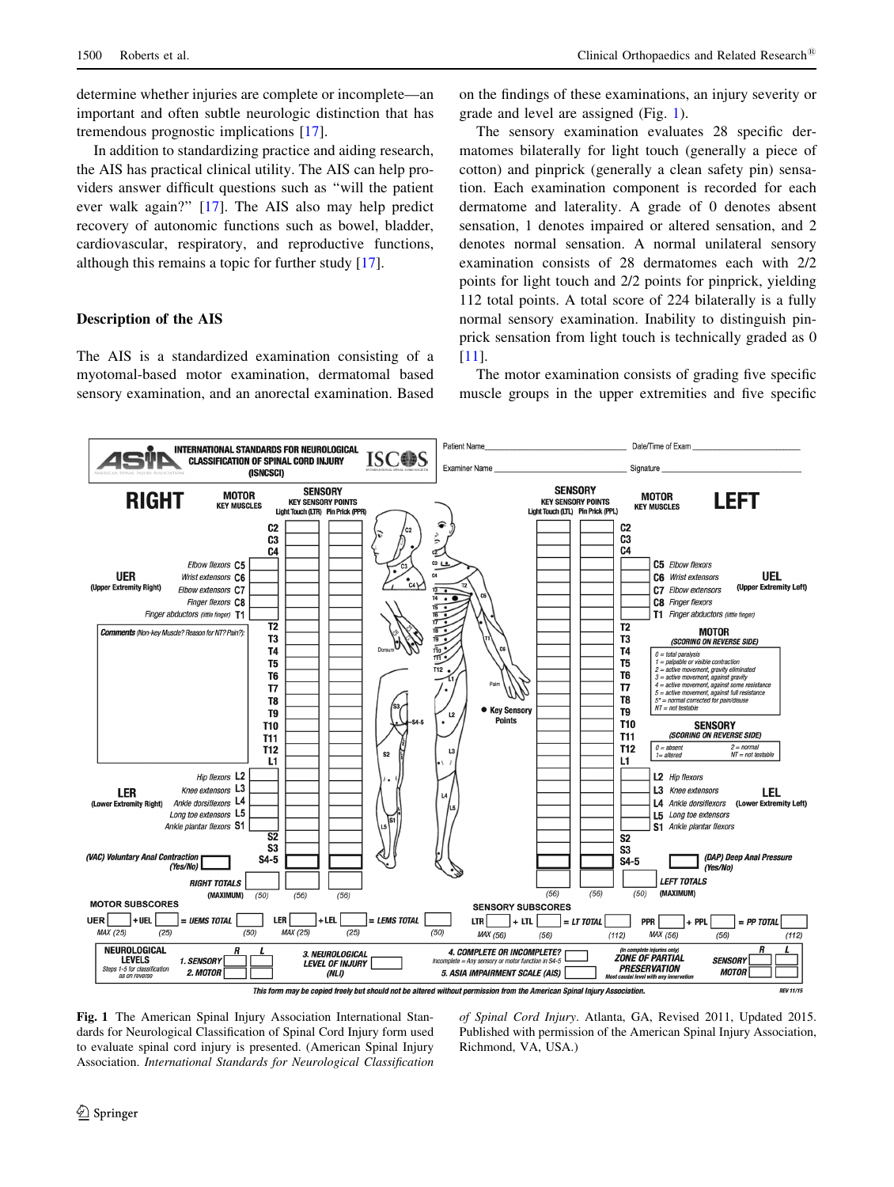determine whether injuries are complete or incomplete—an important and often subtle neurologic distinction that has tremendous prognostic implications [17].

In addition to standardizing practice and aiding research, the AIS has practical clinical utility. The AIS can help providers answer difficult questions such as "will the patient ever walk again?" [17]. The AIS also may help predict recovery of autonomic functions such as bowel, bladder, cardiovascular, respiratory, and reproductive functions, although this remains a topic for further study [17].

### Description of the AIS

The AIS is a standardized examination consisting of a myotomal-based motor examination, dermatomal based sensory examination, and an anorectal examination. Based on the findings of these examinations, an injury severity or grade and level are assigned (Fig. 1).

The sensory examination evaluates 28 specific dermatomes bilaterally for light touch (generally a piece of cotton) and pinprick (generally a clean safety pin) sensation. Each examination component is recorded for each dermatome and laterality. A grade of 0 denotes absent sensation, 1 denotes impaired or altered sensation, and 2 denotes normal sensation. A normal unilateral sensory examination consists of 28 dermatomes each with 2/2 points for light touch and 2/2 points for pinprick, yielding 112 total points. A total score of 224 bilaterally is a fully normal sensory examination. Inability to distinguish pinprick sensation from light touch is technically graded as 0 [11].

The motor examination consists of grading five specific muscle groups in the upper extremities and five specific

Fig. 1 The American Spinal Injury Association International Standards for Neurological Classification of Spinal Cord Injury form used to evaluate spinal cord injury is presented. (American Spinal Injury Association. *International Standards for Neurological Classification of Spinal Cord Injury*. Atlanta, GA, Revised 2011, Updated 2015. Published with permission of the American Spinal Injury Association, Richmond, VA, USA.)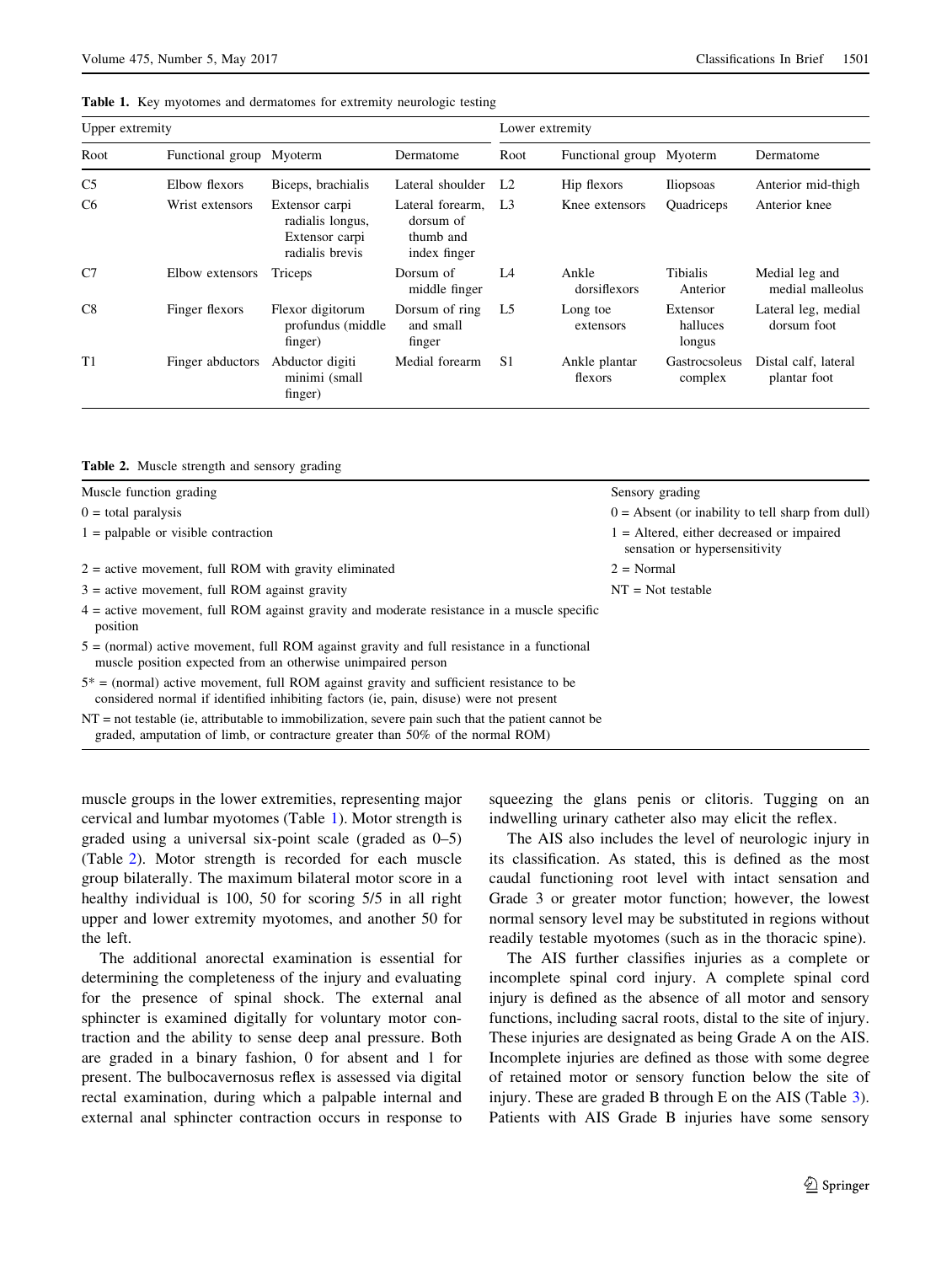**Table 1.** Key myotomes and dermatomes for extremity neurologic testing

| Upper extremity | | | | Lower extremity | | | |
|---|---|---|---|---|---|---|---|
| Root | Functional group | Myoterm | Dermatome | Root | Functional group | Myoterm | Dermatome |
| C5 | Elbow flexors | Biceps, brachialis | Lateral shoulder | L2 | Hip flexors | Iliopsoas | Anterior mid-thigh |
| C6 | Wrist extensors | Extensor carpi radialis longus, Extensor carpi radialis brevis | Lateral forearm, dorsum of thumb and index finger | L3 | Knee extensors | Quadriceps | Anterior knee |
| C7 | Elbow extensors | Triceps | Dorsum of middle finger | L4 | Ankle dorsiflexors | Tibialis Anterior | Medial leg and medial malleolus |
| C8 | Finger flexors | Flexor digitorum profundus (middle finger) | Dorsum of ring and small finger | L5 | Long toe extensors | Extensor halluces longus | Lateral leg, medial dorsum foot |
| T1 | Finger abductors | Abductor digiti minimi (small finger) | Medial forearm | S1 | Ankle plantar flexors | Gastrocsoleus complex | Distal calf, lateral plantar foot |

**Table 2.** Muscle strength and sensory grading

| Muscle function grading | Sensory grading |
|---|---|
| 0 = total paralysis | 0 = Absent (or inability to tell sharp from dull) |
| 1 = palpable or visible contraction | 1 = Altered, either decreased or impaired sensation or hypersensitivity |
| 2 = active movement, full ROM with gravity eliminated | 2 = Normal |
| 3 = active movement, full ROM against gravity | NT = Not testable |
| 4 = active movement, full ROM against gravity and moderate resistance in a muscle specific position | |
| 5 = (normal) active movement, full ROM against gravity and full resistance in a functional muscle position expected from an otherwise unimpaired person | |
| 5* = (normal) active movement, full ROM against gravity and sufficient resistance to be considered normal if identified inhibiting factors (ie, pain, disuse) were not present | |
| NT = not testable (ie, attributable to immobilization, severe pain such that the patient cannot be graded, amputation of limb, or contracture greater than 50% of the normal ROM) | |

muscle groups in the lower extremities, representing major cervical and lumbar myotomes (Table 1). Motor strength is graded using a universal six-point scale (graded as 0–5) (Table 2). Motor strength is recorded for each muscle group bilaterally. The maximum bilateral motor score in a healthy individual is 100, 50 for scoring 5/5 in all right upper and lower extremity myotomes, and another 50 for the left.

The additional anorectal examination is essential for determining the completeness of the injury and evaluating for the presence of spinal shock. The external anal sphincter is examined digitally for voluntary motor contraction and the ability to sense deep anal pressure. Both are graded in a binary fashion, 0 for absent and 1 for present. The bulbocavernosus reflex is assessed via digital rectal examination, during which a palpable internal and external anal sphincter contraction occurs in response to squeezing the glans penis or clitoris. Tugging on an indwelling urinary catheter also may elicit the reflex.

The AIS also includes the level of neurologic injury in its classification. As stated, this is defined as the most caudal functioning root level with intact sensation and Grade 3 or greater motor function; however, the lowest normal sensory level may be substituted in regions without readily testable myotomes (such as in the thoracic spine).

The AIS further classifies injuries as a complete or incomplete spinal cord injury. A complete spinal cord injury is defined as the absence of all motor and sensory functions, including sacral roots, distal to the site of injury. These injuries are designated as being Grade A on the AIS. Incomplete injuries are defined as those with some degree of retained motor or sensory function below the site of injury. These are graded B through E on the AIS (Table 3). Patients with AIS Grade B injuries have some sensory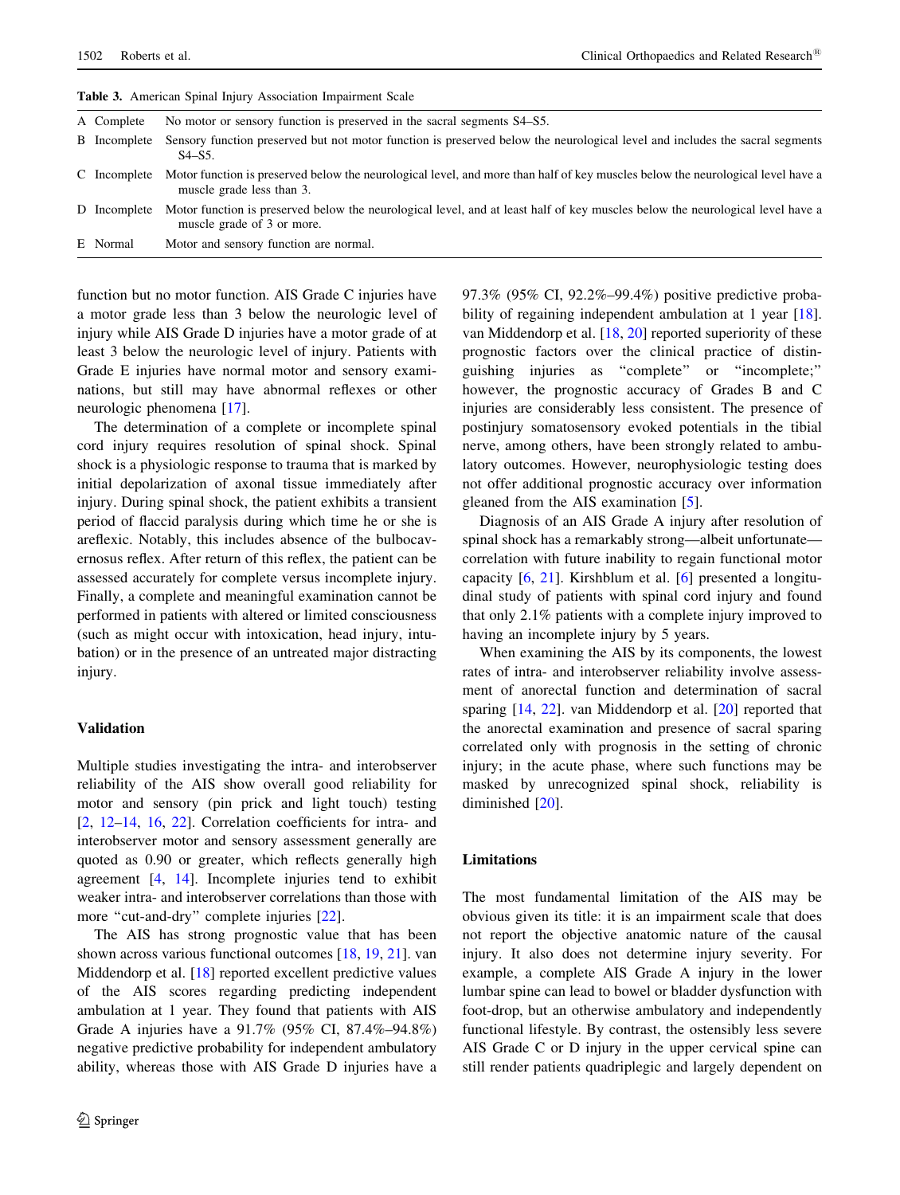**Table 3.** American Spinal Injury Association Impairment Scale

| Grade | Description |
|---|---|
| A Complete | No motor or sensory function is preserved in the sacral segments S4–S5. |
| B Incomplete | Sensory function preserved but not motor function is preserved below the neurological level and includes the sacral segments S4–S5. |
| C Incomplete | Motor function is preserved below the neurological level, and more than half of key muscles below the neurological level have a muscle grade less than 3. |
| D Incomplete | Motor function is preserved below the neurological level, and at least half of key muscles below the neurological level have a muscle grade of 3 or more. |
| E Normal | Motor and sensory function are normal. |

function but no motor function. AIS Grade C injuries have a motor grade less than 3 below the neurologic level of injury while AIS Grade D injuries have a motor grade of at least 3 below the neurologic level of injury. Patients with Grade E injuries have normal motor and sensory examinations, but still may have abnormal reflexes or other neurologic phenomena [17].

The determination of a complete or incomplete spinal cord injury requires resolution of spinal shock. Spinal shock is a physiologic response to trauma that is marked by initial depolarization of axonal tissue immediately after injury. During spinal shock, the patient exhibits a transient period of flaccid paralysis during which time he or she is areflexic. Notably, this includes absence of the bulbocavernosus reflex. After return of this reflex, the patient can be assessed accurately for complete versus incomplete injury. Finally, a complete and meaningful examination cannot be performed in patients with altered or limited consciousness (such as might occur with intoxication, head injury, intubation) or in the presence of an untreated major distracting injury.

## Validation

Multiple studies investigating the intra- and interobserver reliability of the AIS show overall good reliability for motor and sensory (pin prick and light touch) testing [2, 12–14, 16, 22]. Correlation coefficients for intra- and interobserver motor and sensory assessment generally are quoted as 0.90 or greater, which reflects generally high agreement [4, 14]. Incomplete injuries tend to exhibit weaker intra- and interobserver correlations than those with more "cut-and-dry" complete injuries [22].

The AIS has strong prognostic value that has been shown across various functional outcomes [18, 19, 21]. van Middendorp et al. [18] reported excellent predictive values of the AIS scores regarding predicting independent ambulation at 1 year. They found that patients with AIS Grade A injuries have a 91.7% (95% CI, 87.4%–94.8%) negative predictive probability for independent ambulatory ability, whereas those with AIS Grade D injuries have a 97.3% (95% CI, 92.2%–99.4%) positive predictive probability of regaining independent ambulation at 1 year [18]. van Middendorp et al. [18, 20] reported superiority of these prognostic factors over the clinical practice of distinguishing injuries as "complete" or "incomplete;" however, the prognostic accuracy of Grades B and C injuries are considerably less consistent. The presence of postinjury somatosensory evoked potentials in the tibial nerve, among others, have been strongly related to ambulatory outcomes. However, neurophysiologic testing does not offer additional prognostic accuracy over information gleaned from the AIS examination [5].

Diagnosis of an AIS Grade A injury after resolution of spinal shock has a remarkably strong—albeit unfortunate—correlation with future inability to regain functional motor capacity [6, 21]. Kirshblum et al. [6] presented a longitudinal study of patients with spinal cord injury and found that only 2.1% patients with a complete injury improved to having an incomplete injury by 5 years.

When examining the AIS by its components, the lowest rates of intra- and interobserver reliability involve assessment of anorectal function and determination of sacral sparing [14, 22]. van Middendorp et al. [20] reported that the anorectal examination and presence of sacral sparing correlated only with prognosis in the setting of chronic injury; in the acute phase, where such functions may be masked by unrecognized spinal shock, reliability is diminished [20].

## Limitations

The most fundamental limitation of the AIS may be obvious given its title: it is an impairment scale that does not report the objective anatomic nature of the causal injury. It also does not determine injury severity. For example, a complete AIS Grade A injury in the lower lumbar spine can lead to bowel or bladder dysfunction with foot-drop, but an otherwise ambulatory and independently functional lifestyle. By contrast, the ostensibly less severe AIS Grade C or D injury in the upper cervical spine can still render patients quadriplegic and largely dependent on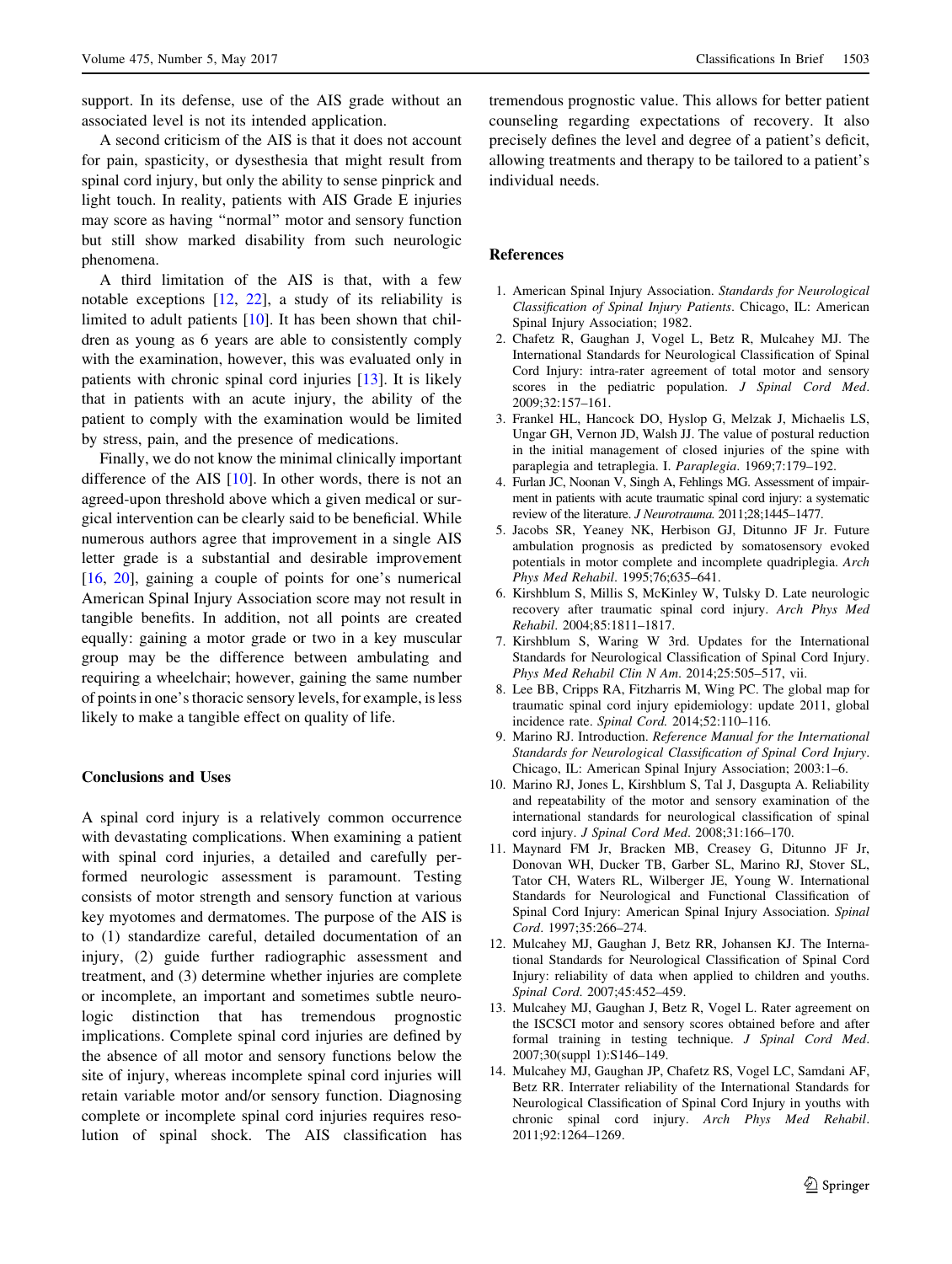support. In its defense, use of the AIS grade without an associated level is not its intended application.

A second criticism of the AIS is that it does not account for pain, spasticity, or dysesthesia that might result from spinal cord injury, but only the ability to sense pinprick and light touch. In reality, patients with AIS Grade E injuries may score as having "normal" motor and sensory function but still show marked disability from such neurologic phenomena.

A third limitation of the AIS is that, with a few notable exceptions [12, 22], a study of its reliability is limited to adult patients [10]. It has been shown that children as young as 6 years are able to consistently comply with the examination, however, this was evaluated only in patients with chronic spinal cord injuries [13]. It is likely that in patients with an acute injury, the ability of the patient to comply with the examination would be limited by stress, pain, and the presence of medications.

Finally, we do not know the minimal clinically important difference of the AIS [10]. In other words, there is not an agreed-upon threshold above which a given medical or surgical intervention can be clearly said to be beneficial. While numerous authors agree that improvement in a single AIS letter grade is a substantial and desirable improvement [16, 20], gaining a couple of points for one's numerical American Spinal Injury Association score may not result in tangible benefits. In addition, not all points are created equally: gaining a motor grade or two in a key muscular group may be the difference between ambulating and requiring a wheelchair; however, gaining the same number of points in one's thoracic sensory levels, for example, is less likely to make a tangible effect on quality of life.

## Conclusions and Uses

A spinal cord injury is a relatively common occurrence with devastating complications. When examining a patient with spinal cord injuries, a detailed and carefully performed neurologic assessment is paramount. Testing consists of motor strength and sensory function at various key myotomes and dermatomes. The purpose of the AIS is to (1) standardize careful, detailed documentation of an injury, (2) guide further radiographic assessment and treatment, and (3) determine whether injuries are complete or incomplete, an important and sometimes subtle neurologic distinction that has tremendous prognostic implications. Complete spinal cord injuries are defined by the absence of all motor and sensory functions below the site of injury, whereas incomplete spinal cord injuries will retain variable motor and/or sensory function. Diagnosing complete or incomplete spinal cord injuries requires resolution of spinal shock. The AIS classification has tremendous prognostic value. This allows for better patient counseling regarding expectations of recovery. It also precisely defines the level and degree of a patient's deficit, allowing treatments and therapy to be tailored to a patient's individual needs.

## References

1. American Spinal Injury Association. *Standards for Neurological Classification of Spinal Injury Patients*. Chicago, IL: American Spinal Injury Association; 1982.
2. Chafetz R, Gaughan J, Vogel L, Betz R, Mulcahey MJ. The International Standards for Neurological Classification of Spinal Cord Injury: intra-rater agreement of total motor and sensory scores in the pediatric population. *J Spinal Cord Med*. 2009;32:157–161.
3. Frankel HL, Hancock DO, Hyslop G, Melzak J, Michaelis LS, Ungar GH, Vernon JD, Walsh JJ. The value of postural reduction in the initial management of closed injuries of the spine with paraplegia and tetraplegia. I. *Paraplegia*. 1969;7:179–192.
4. Furlan JC, Noonan V, Singh A, Fehlings MG. Assessment of impairment in patients with acute traumatic spinal cord injury: a systematic review of the literature. *J Neurotrauma*. 2011;28;1445–1477.
5. Jacobs SR, Yeaney NK, Herbison GJ, Ditunno JF Jr. Future ambulation prognosis as predicted by somatosensory evoked potentials in motor complete and incomplete quadriplegia. *Arch Phys Med Rehabil*. 1995;76;635–641.
6. Kirshblum S, Millis S, McKinley W, Tulsky D. Late neurologic recovery after traumatic spinal cord injury. *Arch Phys Med Rehabil*. 2004;85:1811–1817.
7. Kirshblum S, Waring W 3rd. Updates for the International Standards for Neurological Classification of Spinal Cord Injury. *Phys Med Rehabil Clin N Am*. 2014;25:505–517, vii.
8. Lee BB, Cripps RA, Fitzharris M, Wing PC. The global map for traumatic spinal cord injury epidemiology: update 2011, global incidence rate. *Spinal Cord*. 2014;52:110–116.
9. Marino RJ. Introduction. *Reference Manual for the International Standards for Neurological Classification of Spinal Cord Injury*. Chicago, IL: American Spinal Injury Association; 2003:1–6.
10. Marino RJ, Jones L, Kirshblum S, Tal J, Dasgupta A. Reliability and repeatability of the motor and sensory examination of the international standards for neurological classification of spinal cord injury. *J Spinal Cord Med*. 2008;31:166–170.
11. Maynard FM Jr, Bracken MB, Creasey G, Ditunno JF Jr, Donovan WH, Ducker TB, Garber SL, Marino RJ, Stover SL, Tator CH, Waters RL, Wilberger JE, Young W. International Standards for Neurological and Functional Classification of Spinal Cord Injury: American Spinal Injury Association. *Spinal Cord*. 1997;35:266–274.
12. Mulcahey MJ, Gaughan J, Betz RR, Johansen KJ. The International Standards for Neurological Classification of Spinal Cord Injury: reliability of data when applied to children and youths. *Spinal Cord*. 2007;45:452–459.
13. Mulcahey MJ, Gaughan J, Betz R, Vogel L. Rater agreement on the ISCSCI motor and sensory scores obtained before and after formal training in testing technique. *J Spinal Cord Med*. 2007;30(suppl 1):S146–149.
14. Mulcahey MJ, Gaughan JP, Chafetz RS, Vogel LC, Samdani AF, Betz RR. Interrater reliability of the International Standards for Neurological Classification of Spinal Cord Injury in youths with chronic spinal cord injury. *Arch Phys Med Rehabil*. 2011;92:1264–1269.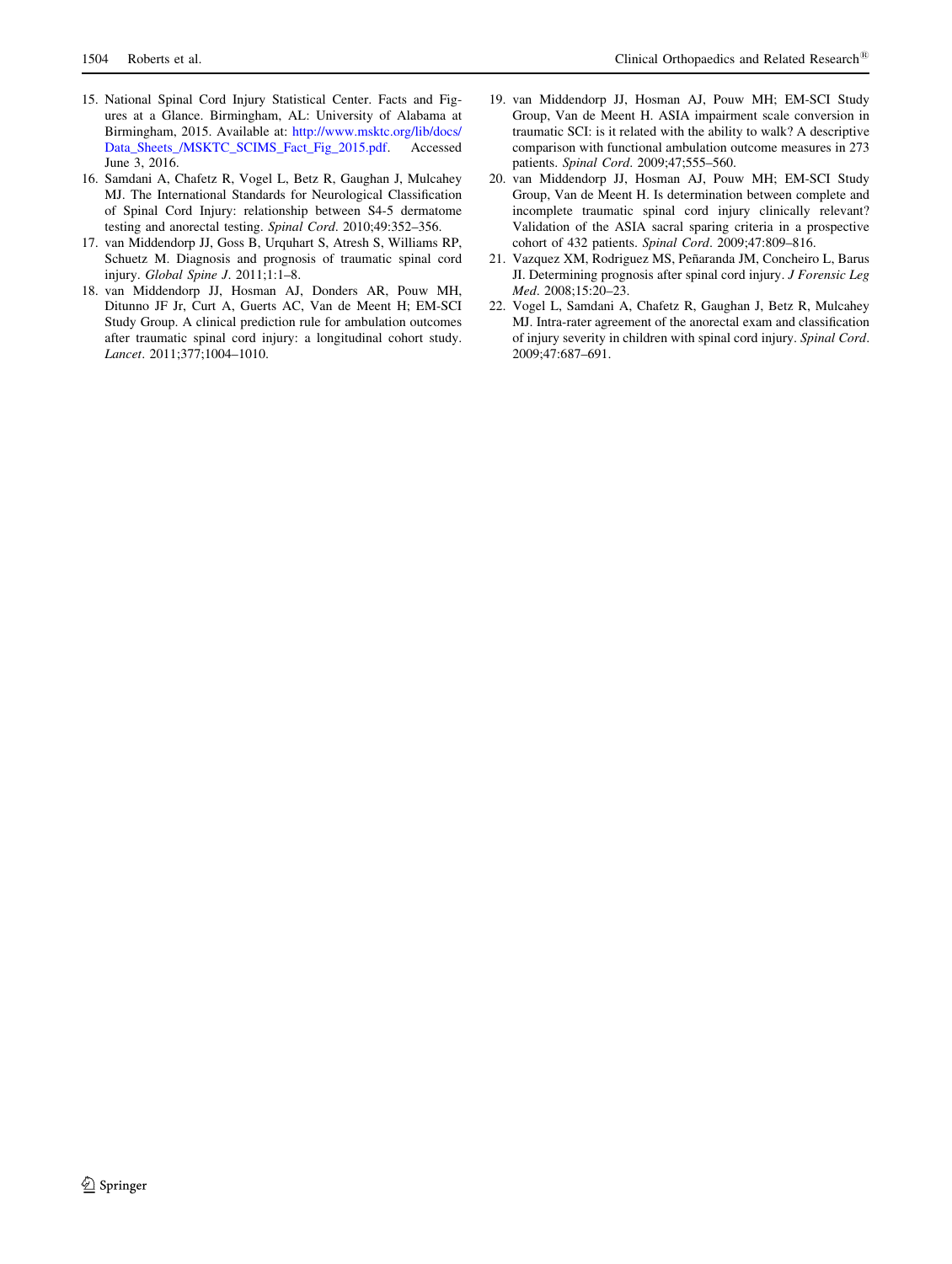15. National Spinal Cord Injury Statistical Center. Facts and Figures at a Glance. Birmingham, AL: University of Alabama at Birmingham, 2015. Available at: http://www.msktc.org/lib/docs/Data_Sheets_/MSKTC_SCIMS_Fact_Fig_2015.pdf. Accessed June 3, 2016.
16. Samdani A, Chafetz R, Vogel L, Betz R, Gaughan J, Mulcahey MJ. The International Standards for Neurological Classification of Spinal Cord Injury: relationship between S4-5 dermatome testing and anorectal testing. *Spinal Cord*. 2010;49:352–356.
17. van Middendorp JJ, Goss B, Urquhart S, Atresh S, Williams RP, Schuetz M. Diagnosis and prognosis of traumatic spinal cord injury. *Global Spine J*. 2011;1:1–8.
18. van Middendorp JJ, Hosman AJ, Donders AR, Pouw MH, Ditunno JF Jr, Curt A, Guerts AC, Van de Meent H; EM-SCI Study Group. A clinical prediction rule for ambulation outcomes after traumatic spinal cord injury: a longitudinal cohort study. *Lancet*. 2011;377;1004–1010.
19. van Middendorp JJ, Hosman AJ, Pouw MH; EM-SCI Study Group, Van de Meent H. ASIA impairment scale conversion in traumatic SCI: is it related with the ability to walk? A descriptive comparison with functional ambulation outcome measures in 273 patients. *Spinal Cord*. 2009;47;555–560.
20. van Middendorp JJ, Hosman AJ, Pouw MH; EM-SCI Study Group, Van de Meent H. Is determination between complete and incomplete traumatic spinal cord injury clinically relevant? Validation of the ASIA sacral sparing criteria in a prospective cohort of 432 patients. *Spinal Cord*. 2009;47:809–816.
21. Vazquez XM, Rodriguez MS, Peñaranda JM, Concheiro L, Barus JI. Determining prognosis after spinal cord injury. *J Forensic Leg Med*. 2008;15:20–23.
22. Vogel L, Samdani A, Chafetz R, Gaughan J, Betz R, Mulcahey MJ. Intra-rater agreement of the anorectal exam and classification of injury severity in children with spinal cord injury. *Spinal Cord*. 2009;47:687–691.